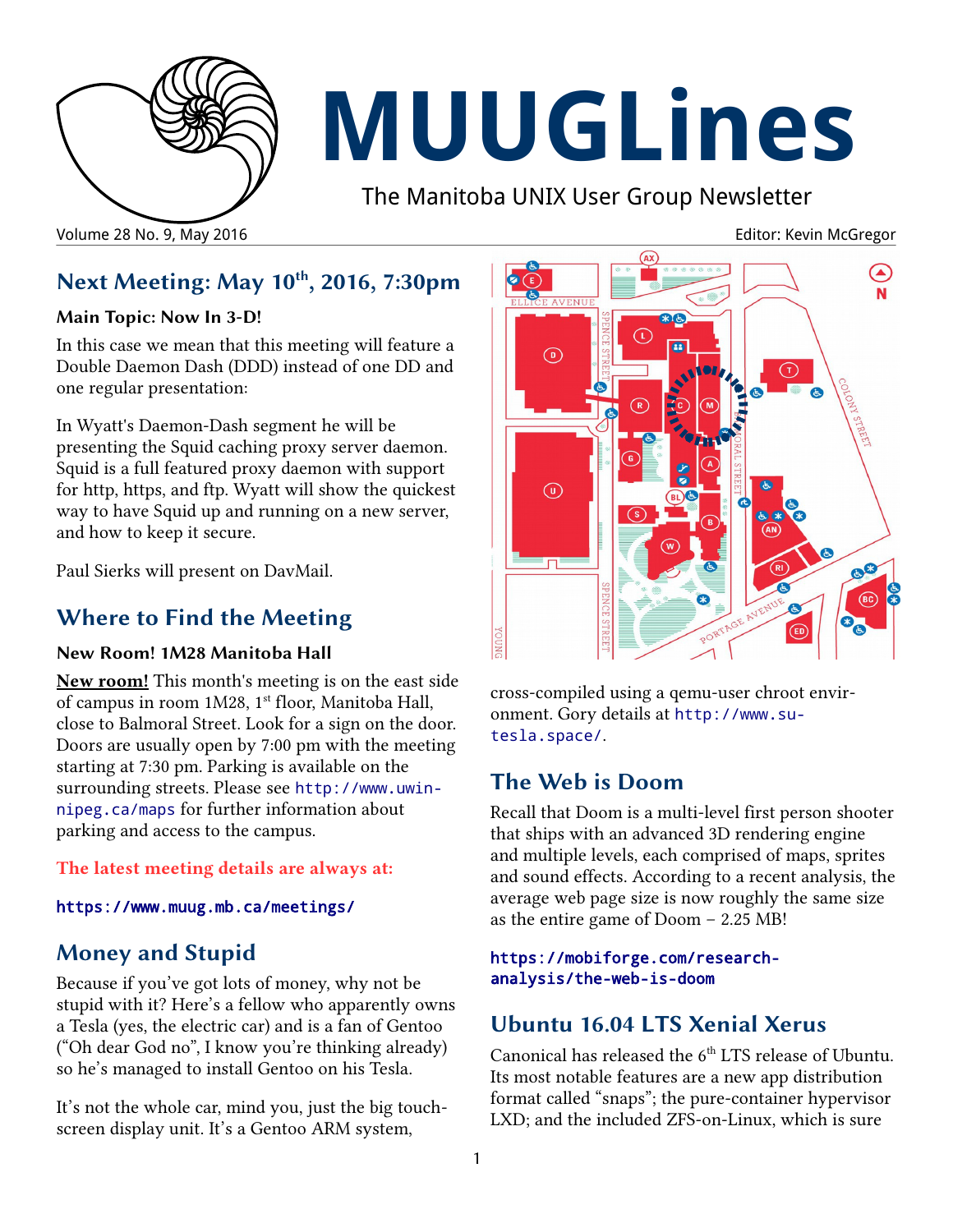# MUUGLines

The Manitoba UNIX User Group Newsletter

Volume 28 No. 9, May 2016 — Editor: Kevin McGregor

## Next Meeting: May 10th, 2016, 7:30pm

### Main Topic: Now In 3-D!

In this case we mean that this meeting will feature a Double Daemon Dash (DDD) instead of one DD and one regular presentation:

In Wyatt's Daemon-Dash segment he will be presenting the Squid caching proxy server daemon. Squid is a full featured proxy daemon with support for http, https, and ftp. Wyatt will show the quickest way to have Squid up and running on a new server, and how to keep it secure.

Paul Sierks will present on DavMail.

## Where to Find the Meeting

### New Room! 1M28 Manitoba Hall

**New room!** This month's meeting is on the east side of campus in room 1M28, 1st floor, Manitoba Hall, close to Balmoral Street. Look for a sign on the door. Doors are usually open by 7:00 pm with the meeting starting at 7:30 pm. Parking is available on the surrounding streets. Please see http://www.uwinnipeg.ca/maps for further information about parking and access to the campus.

**The latest meeting details are always at:**

https://www.muug.mb.ca/meetings/

## Money and Stupid

Because if you've got lots of money, why not be stupid with it? Here's a fellow who apparently owns a Tesla (yes, the electric car) and is a fan of Gentoo ("Oh dear God no", I know you're thinking already) so he's managed to install Gentoo on his Tesla.

It's not the whole car, mind you, just the big touchscreen display unit. It's a Gentoo ARM system, cross-compiled using a qemu-user chroot environment. Gory details at http://www.su-tesla.space/.

## The Web is Doom

Recall that Doom is a multi-level first person shooter that ships with an advanced 3D rendering engine and multiple levels, each comprised of maps, sprites and sound effects. According to a recent analysis, the average web page size is now roughly the same size as the entire game of Doom – 2.25 MB!

https://mobiforge.com/research-analysis/the-web-is-doom

## Ubuntu 16.04 LTS Xenial Xerus

Canonical has released the 6th LTS release of Ubuntu. Its most notable features are a new app distribution format called "snaps"; the pure-container hypervisor LXD; and the included ZFS-on-Linux, which is sure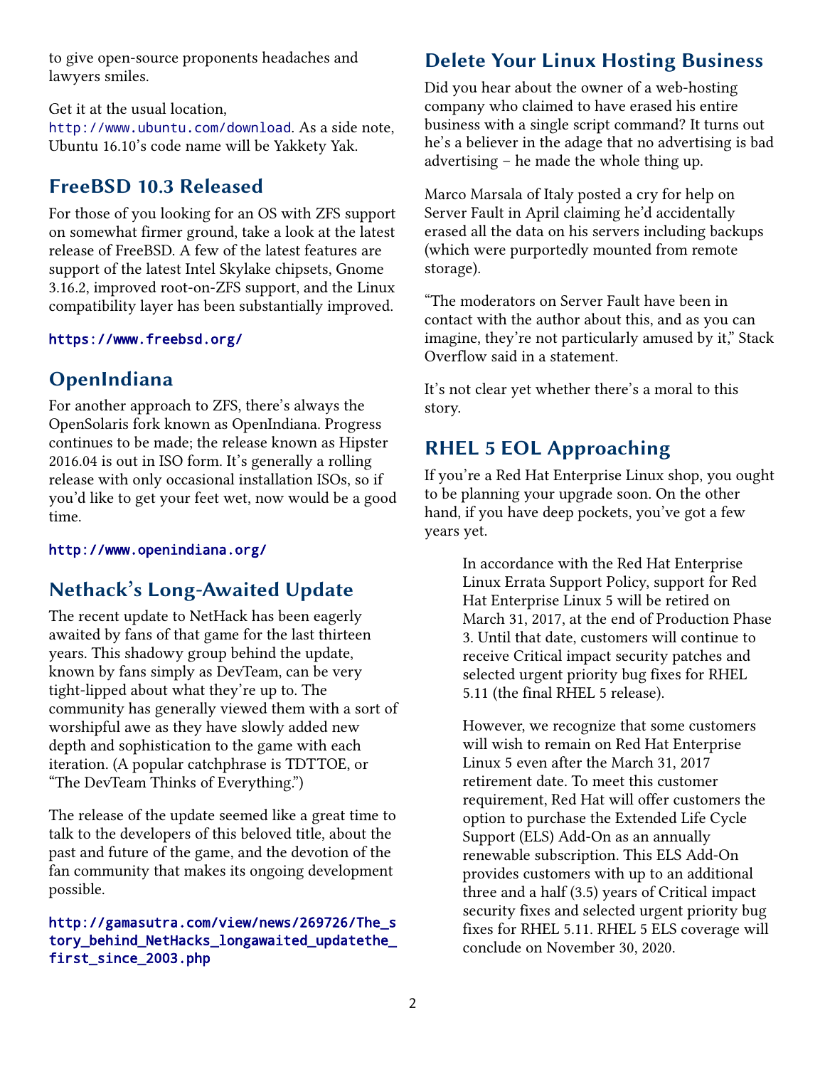to give open-source proponents headaches and lawyers smiles.

Get it at the usual location, http://www.ubuntu.com/download. As a side note, Ubuntu 16.10's code name will be Yakkety Yak.

## FreeBSD 10.3 Released

For those of you looking for an OS with ZFS support on somewhat firmer ground, take a look at the latest release of FreeBSD. A few of the latest features are support of the latest Intel Skylake chipsets, Gnome 3.16.2, improved root-on-ZFS support, and the Linux compatibility layer has been substantially improved.

https://www.freebsd.org/

## OpenIndiana

For another approach to ZFS, there's always the OpenSolaris fork known as OpenIndiana. Progress continues to be made; the release known as Hipster 2016.04 is out in ISO form. It's generally a rolling release with only occasional installation ISOs, so if you'd like to get your feet wet, now would be a good time.

http://www.openindiana.org/

## Nethack's Long-Awaited Update

The recent update to NetHack has been eagerly awaited by fans of that game for the last thirteen years. This shadowy group behind the update, known by fans simply as DevTeam, can be very tight-lipped about what they're up to. The community has generally viewed them with a sort of worshipful awe as they have slowly added new depth and sophistication to the game with each iteration. (A popular catchphrase is TDTTOE, or "The DevTeam Thinks of Everything.")

The release of the update seemed like a great time to talk to the developers of this beloved title, about the past and future of the game, and the devotion of the fan community that makes its ongoing development possible.

http://gamasutra.com/view/news/269726/The_story_behind_NetHacks_longawaited_updatethe_first_since_2003.php

## Delete Your Linux Hosting Business

Did you hear about the owner of a web-hosting company who claimed to have erased his entire business with a single script command? It turns out he's a believer in the adage that no advertising is bad advertising – he made the whole thing up.

Marco Marsala of Italy posted a cry for help on Server Fault in April claiming he'd accidentally erased all the data on his servers including backups (which were purportedly mounted from remote storage).

"The moderators on Server Fault have been in contact with the author about this, and as you can imagine, they're not particularly amused by it," Stack Overflow said in a statement.

It's not clear yet whether there's a moral to this story.

## RHEL 5 EOL Approaching

If you're a Red Hat Enterprise Linux shop, you ought to be planning your upgrade soon. On the other hand, if you have deep pockets, you've got a few years yet.

> In accordance with the Red Hat Enterprise Linux Errata Support Policy, support for Red Hat Enterprise Linux 5 will be retired on March 31, 2017, at the end of Production Phase 3. Until that date, customers will continue to receive Critical impact security patches and selected urgent priority bug fixes for RHEL 5.11 (the final RHEL 5 release).
>
> However, we recognize that some customers will wish to remain on Red Hat Enterprise Linux 5 even after the March 31, 2017 retirement date. To meet this customer requirement, Red Hat will offer customers the option to purchase the Extended Life Cycle Support (ELS) Add-On as an annually renewable subscription. This ELS Add-On provides customers with up to an additional three and a half (3.5) years of Critical impact security fixes and selected urgent priority bug fixes for RHEL 5.11. RHEL 5 ELS coverage will conclude on November 30, 2020.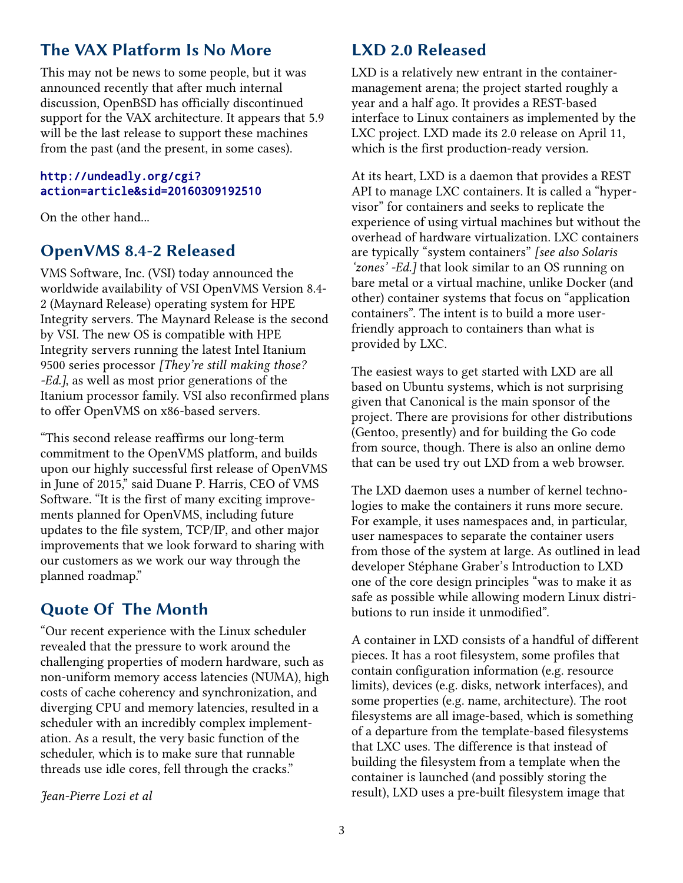## The VAX Platform Is No More

This may not be news to some people, but it was announced recently that after much internal discussion, OpenBSD has officially discontinued support for the VAX architecture. It appears that 5.9 will be the last release to support these machines from the past (and the present, in some cases).

http://undeadly.org/cgi?action=article&sid=20160309192510

On the other hand...

## OpenVMS 8.4-2 Released

VMS Software, Inc. (VSI) today announced the worldwide availability of VSI OpenVMS Version 8.4-2 (Maynard Release) operating system for HPE Integrity servers. The Maynard Release is the second by VSI. The new OS is compatible with HPE Integrity servers running the latest Intel Itanium 9500 series processor *[They're still making those? -Ed.]*, as well as most prior generations of the Itanium processor family. VSI also reconfirmed plans to offer OpenVMS on x86-based servers.

"This second release reaffirms our long-term commitment to the OpenVMS platform, and builds upon our highly successful first release of OpenVMS in June of 2015," said Duane P. Harris, CEO of VMS Software. "It is the first of many exciting improvements planned for OpenVMS, including future updates to the file system, TCP/IP, and other major improvements that we look forward to sharing with our customers as we work our way through the planned roadmap."

## Quote Of The Month

"Our recent experience with the Linux scheduler revealed that the pressure to work around the challenging properties of modern hardware, such as non-uniform memory access latencies (NUMA), high costs of cache coherency and synchronization, and diverging CPU and memory latencies, resulted in a scheduler with an incredibly complex implementation. As a result, the very basic function of the scheduler, which is to make sure that runnable threads use idle cores, fell through the cracks."

*Jean-Pierre Lozi et al*

## LXD 2.0 Released

LXD is a relatively new entrant in the container-management arena; the project started roughly a year and a half ago. It provides a REST-based interface to Linux containers as implemented by the LXC project. LXD made its 2.0 release on April 11, which is the first production-ready version.

At its heart, LXD is a daemon that provides a REST API to manage LXC containers. It is called a "hypervisor" for containers and seeks to replicate the experience of using virtual machines but without the overhead of hardware virtualization. LXC containers are typically "system containers" *[see also Solaris 'zones' -Ed.]* that look similar to an OS running on bare metal or a virtual machine, unlike Docker (and other) container systems that focus on "application containers". The intent is to build a more user-friendly approach to containers than what is provided by LXC.

The easiest ways to get started with LXD are all based on Ubuntu systems, which is not surprising given that Canonical is the main sponsor of the project. There are provisions for other distributions (Gentoo, presently) and for building the Go code from source, though. There is also an online demo that can be used try out LXD from a web browser.

The LXD daemon uses a number of kernel technologies to make the containers it runs more secure. For example, it uses namespaces and, in particular, user namespaces to separate the container users from those of the system at large. As outlined in lead developer Stéphane Graber's Introduction to LXD one of the core design principles "was to make it as safe as possible while allowing modern Linux distributions to run inside it unmodified".

A container in LXD consists of a handful of different pieces. It has a root filesystem, some profiles that contain configuration information (e.g. resource limits), devices (e.g. disks, network interfaces), and some properties (e.g. name, architecture). The root filesystems are all image-based, which is something of a departure from the template-based filesystems that LXC uses. The difference is that instead of building the filesystem from a template when the container is launched (and possibly storing the result), LXD uses a pre-built filesystem image that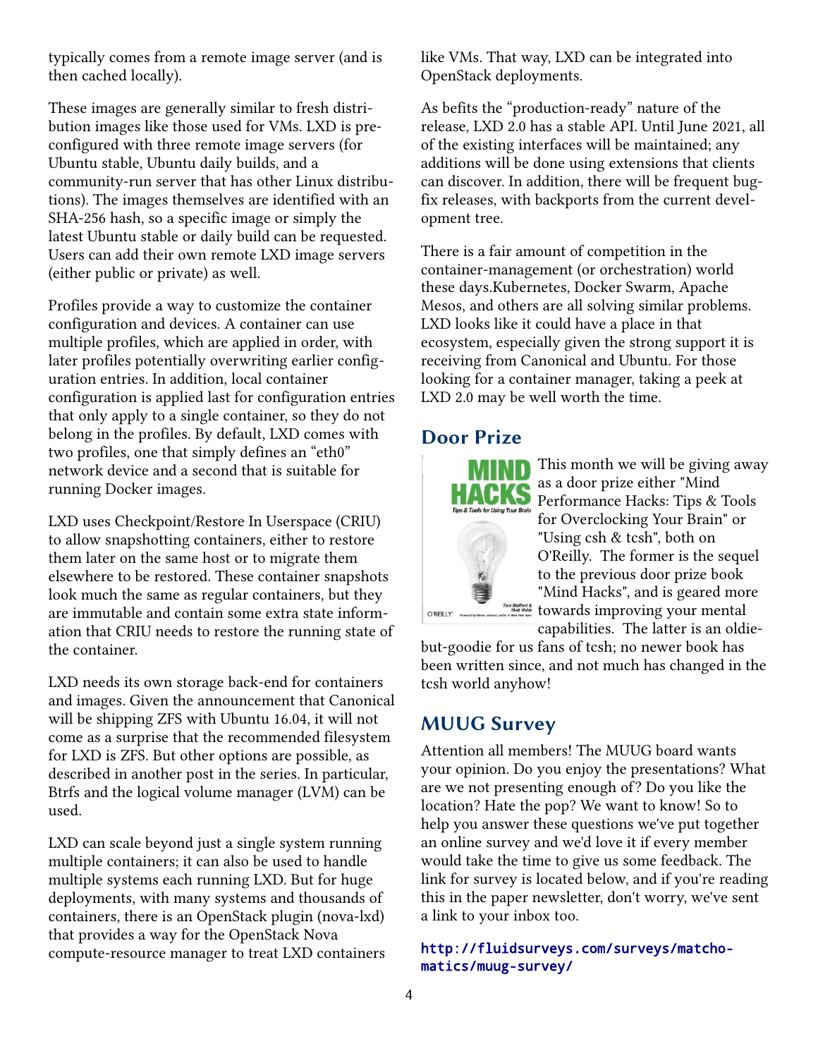typically comes from a remote image server (and is then cached locally).

These images are generally similar to fresh distribution images like those used for VMs. LXD is preconfigured with three remote image servers (for Ubuntu stable, Ubuntu daily builds, and a community-run server that has other Linux distributions). The images themselves are identified with an SHA-256 hash, so a specific image or simply the latest Ubuntu stable or daily build can be requested. Users can add their own remote LXD image servers (either public or private) as well.

Profiles provide a way to customize the container configuration and devices. A container can use multiple profiles, which are applied in order, with later profiles potentially overwriting earlier configuration entries. In addition, local container configuration is applied last for configuration entries that only apply to a single container, so they do not belong in the profiles. By default, LXD comes with two profiles, one that simply defines an "eth0" network device and a second that is suitable for running Docker images.

LXD uses Checkpoint/Restore In Userspace (CRIU) to allow snapshotting containers, either to restore them later on the same host or to migrate them elsewhere to be restored. These container snapshots look much the same as regular containers, but they are immutable and contain some extra state information that CRIU needs to restore the running state of the container.

LXD needs its own storage back-end for containers and images. Given the announcement that Canonical will be shipping ZFS with Ubuntu 16.04, it will not come as a surprise that the recommended filesystem for LXD is ZFS. But other options are possible, as described in another post in the series. In particular, Btrfs and the logical volume manager (LVM) can be used.

LXD can scale beyond just a single system running multiple containers; it can also be used to handle multiple systems each running LXD. But for huge deployments, with many systems and thousands of containers, there is an OpenStack plugin (nova-lxd) that provides a way for the OpenStack Nova compute-resource manager to treat LXD containers like VMs. That way, LXD can be integrated into OpenStack deployments.

As befits the "production-ready" nature of the release, LXD 2.0 has a stable API. Until June 2021, all of the existing interfaces will be maintained; any additions will be done using extensions that clients can discover. In addition, there will be frequent bug-fix releases, with backports from the current development tree.

There is a fair amount of competition in the container-management (or orchestration) world these days.Kubernetes, Docker Swarm, Apache Mesos, and others are all solving similar problems. LXD looks like it could have a place in that ecosystem, especially given the strong support it is receiving from Canonical and Ubuntu. For those looking for a container manager, taking a peek at LXD 2.0 may be well worth the time.

## Door Prize

This month we will be giving away as a door prize either "Mind Performance Hacks: Tips & Tools for Overclocking Your Brain" or "Using csh & tcsh", both on O'Reilly. The former is the sequel to the previous door prize book "Mind Hacks", and is geared more towards improving your mental capabilities. The latter is an oldie-but-goodie for us fans of tcsh; no newer book has been written since, and not much has changed in the tcsh world anyhow!

## MUUG Survey

Attention all members! The MUUG board wants your opinion. Do you enjoy the presentations? What are we not presenting enough of? Do you like the location? Hate the pop? We want to know! So to help you answer these questions we've put together an online survey and we'd love it if every member would take the time to give us some feedback. The link for survey is located below, and if you're reading this in the paper newsletter, don't worry, we've sent a link to your inbox too.

http://fluidsurveys.com/surveys/matchomatics/muug-survey/